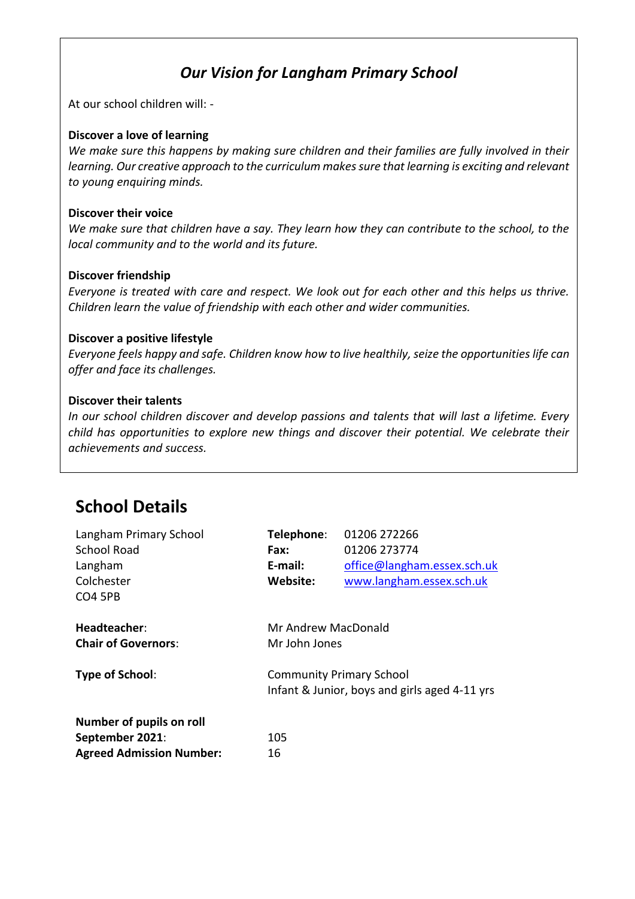## *Our Vision for Langham Primary School*

At our school children will: -

**Discover a love of learning**

*We make sure this happens by making sure children and their families are fully involved in their learning. Our creative approach to the curriculum makes sure that learning is exciting and relevant to young enquiring minds.*

**Discover their voice**

*We make sure that children have a say. They learn how they can contribute to the school, to the local community and to the world and its future.*

**Discover friendship**

*Everyone is treated with care and respect. We look out for each other and this helps us thrive. Children learn the value of friendship with each other and wider communities.*

**Discover a positive lifestyle**

*Everyone feels happy and safe. Children know how to live healthily, seize the opportunities life can offer and face its challenges.*

**Discover their talents**

*In our school children discover and develop passions and talents that will last a lifetime. Every child has opportunities to explore new things and discover their potential. We celebrate their achievements and success.*

# School Details

Langham Primary School
School Road
Langham
Colchester
CO4 5PB

**Telephone**: 01206 272266
**Fax:** 01206 273774
**E-mail:** office@langham.essex.sch.uk
**Website:** www.langham.essex.sch.uk

**Headteacher**: Mr Andrew MacDonald
**Chair of Governors**: Mr John Jones

**Type of School**: Community Primary School
Infant & Junior, boys and girls aged 4-11 yrs

**Number of pupils on roll September 2021**: 105
**Agreed Admission Number:** 16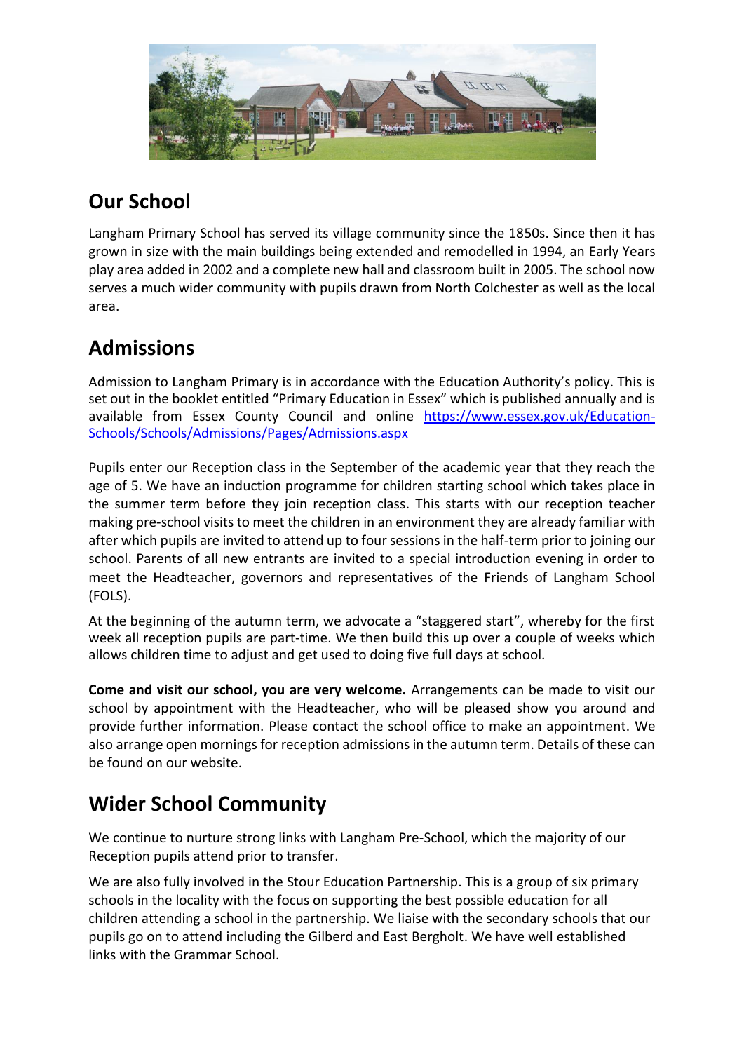## Our School

Langham Primary School has served its village community since the 1850s. Since then it has grown in size with the main buildings being extended and remodelled in 1994, an Early Years play area added in 2002 and a complete new hall and classroom built in 2005. The school now serves a much wider community with pupils drawn from North Colchester as well as the local area.

## Admissions

Admission to Langham Primary is in accordance with the Education Authority's policy. This is set out in the booklet entitled "Primary Education in Essex" which is published annually and is available from Essex County Council and online [https://www.essex.gov.uk/Education-Schools/Schools/Admissions/Pages/Admissions.aspx](https://www.essex.gov.uk/Education-Schools/Schools/Admissions/Pages/Admissions.aspx)

Pupils enter our Reception class in the September of the academic year that they reach the age of 5. We have an induction programme for children starting school which takes place in the summer term before they join reception class. This starts with our reception teacher making pre-school visits to meet the children in an environment they are already familiar with after which pupils are invited to attend up to four sessions in the half-term prior to joining our school. Parents of all new entrants are invited to a special introduction evening in order to meet the Headteacher, governors and representatives of the Friends of Langham School (FOLS).

At the beginning of the autumn term, we advocate a "staggered start", whereby for the first week all reception pupils are part-time. We then build this up over a couple of weeks which allows children time to adjust and get used to doing five full days at school.

**Come and visit our school, you are very welcome.** Arrangements can be made to visit our school by appointment with the Headteacher, who will be pleased show you around and provide further information. Please contact the school office to make an appointment. We also arrange open mornings for reception admissions in the autumn term. Details of these can be found on our website.

## Wider School Community

We continue to nurture strong links with Langham Pre-School, which the majority of our Reception pupils attend prior to transfer.

We are also fully involved in the Stour Education Partnership. This is a group of six primary schools in the locality with the focus on supporting the best possible education for all children attending a school in the partnership. We liaise with the secondary schools that our pupils go on to attend including the Gilberd and East Bergholt. We have well established links with the Grammar School.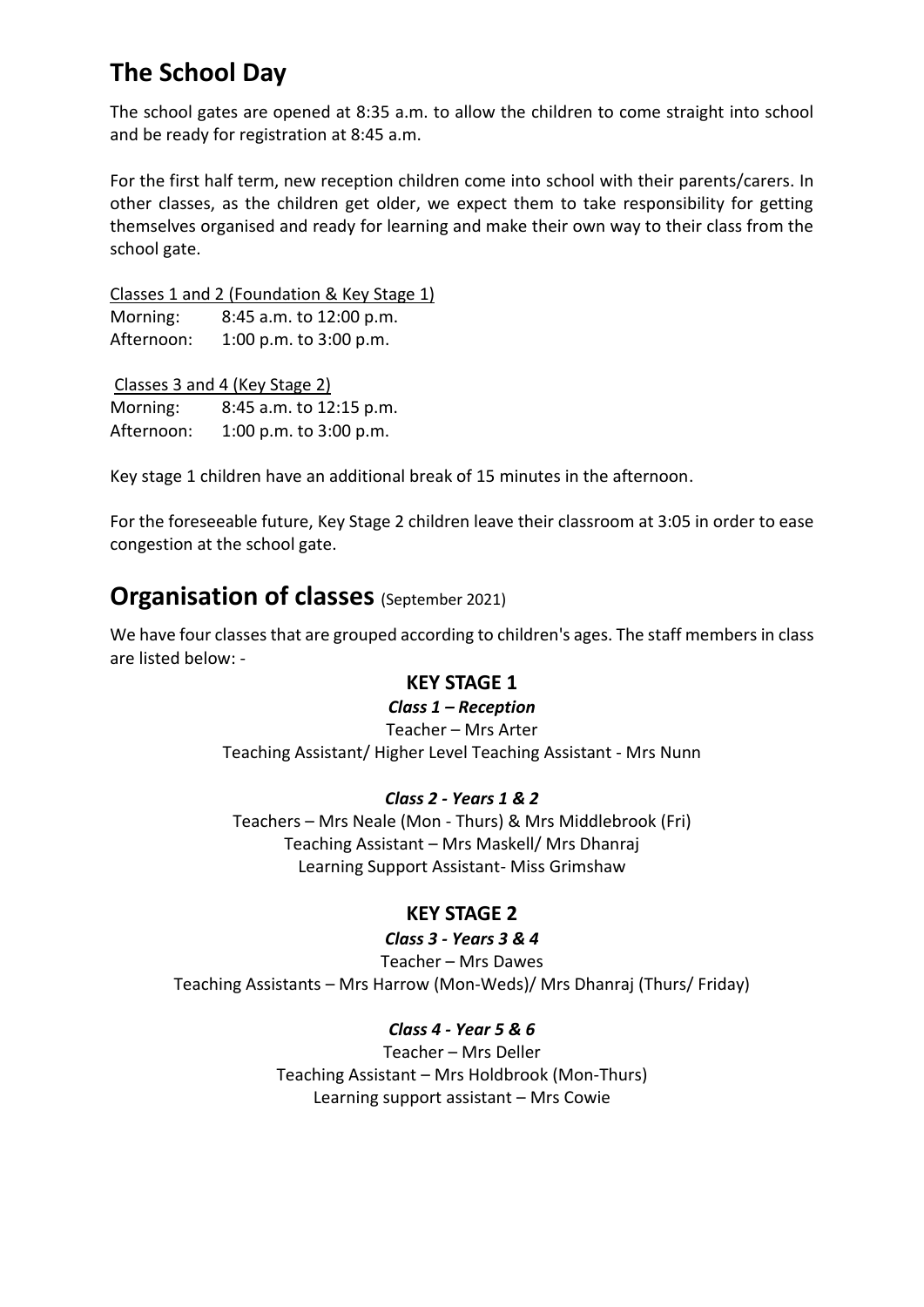## The School Day

The school gates are opened at 8:35 a.m. to allow the children to come straight into school and be ready for registration at 8:45 a.m.

For the first half term, new reception children come into school with their parents/carers. In other classes, as the children get older, we expect them to take responsibility for getting themselves organised and ready for learning and make their own way to their class from the school gate.

Classes 1 and 2 (Foundation & Key Stage 1)

Morning: 8:45 a.m. to 12:00 p.m.
Afternoon: 1:00 p.m. to 3:00 p.m.

Classes 3 and 4 (Key Stage 2)

Morning: 8:45 a.m. to 12:15 p.m.
Afternoon: 1:00 p.m. to 3:00 p.m.

Key stage 1 children have an additional break of 15 minutes in the afternoon.

For the foreseeable future, Key Stage 2 children leave their classroom at 3:05 in order to ease congestion at the school gate.

## Organisation of classes (September 2021)

We have four classes that are grouped according to children's ages. The staff members in class are listed below: -

### KEY STAGE 1

***Class 1 – Reception***

Teacher – Mrs Arter
Teaching Assistant/ Higher Level Teaching Assistant - Mrs Nunn

***Class 2 - Years 1 & 2***

Teachers – Mrs Neale (Mon - Thurs) & Mrs Middlebrook (Fri)
Teaching Assistant – Mrs Maskell/ Mrs Dhanraj
Learning Support Assistant- Miss Grimshaw

### KEY STAGE 2

***Class 3 - Years 3 & 4***

Teacher – Mrs Dawes
Teaching Assistants – Mrs Harrow (Mon-Weds)/ Mrs Dhanraj (Thurs/ Friday)

***Class 4 - Year 5 & 6***

Teacher – Mrs Deller
Teaching Assistant – Mrs Holdbrook (Mon-Thurs)
Learning support assistant – Mrs Cowie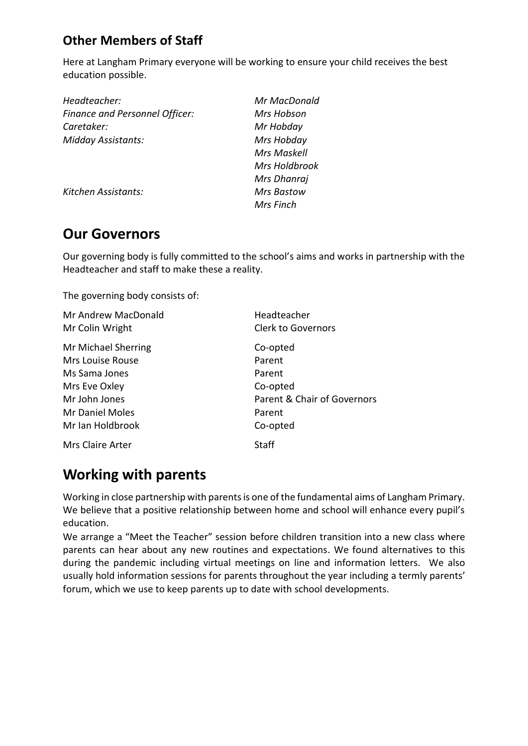## Other Members of Staff

Here at Langham Primary everyone will be working to ensure your child receives the best education possible.

| | |
|---|---|
| *Headteacher:* | *Mr MacDonald* |
| *Finance and Personnel Officer:* | *Mrs Hobson* |
| *Caretaker:* | *Mr Hobday* |
| *Midday Assistants:* | *Mrs Hobday* |
| | *Mrs Maskell* |
| | *Mrs Holdbrook* |
| | *Mrs Dhanraj* |
| *Kitchen Assistants:* | *Mrs Bastow* |
| | *Mrs Finch* |

# Our Governors

Our governing body is fully committed to the school's aims and works in partnership with the Headteacher and staff to make these a reality.

The governing body consists of:

| | |
|---|---|
| Mr Andrew MacDonald | Headteacher |
| Mr Colin Wright | Clerk to Governors |
| Mr Michael Sherring | Co-opted |
| Mrs Louise Rouse | Parent |
| Ms Sama Jones | Parent |
| Mrs Eve Oxley | Co-opted |
| Mr John Jones | Parent & Chair of Governors |
| Mr Daniel Moles | Parent |
| Mr Ian Holdbrook | Co-opted |
| Mrs Claire Arter | Staff |

# Working with parents

Working in close partnership with parents is one of the fundamental aims of Langham Primary. We believe that a positive relationship between home and school will enhance every pupil's education.

We arrange a "Meet the Teacher" session before children transition into a new class where parents can hear about any new routines and expectations. We found alternatives to this during the pandemic including virtual meetings on line and information letters. We also usually hold information sessions for parents throughout the year including a termly parents' forum, which we use to keep parents up to date with school developments.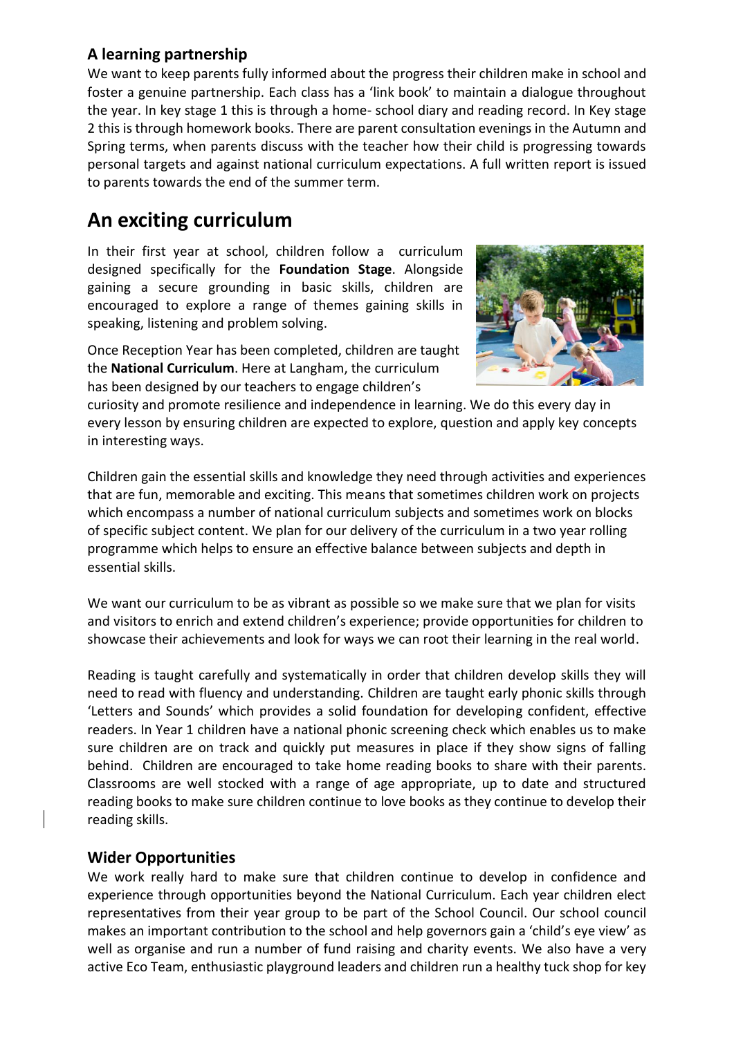### A learning partnership

We want to keep parents fully informed about the progress their children make in school and foster a genuine partnership. Each class has a 'link book' to maintain a dialogue throughout the year. In key stage 1 this is through a home- school diary and reading record. In Key stage 2 this is through homework books. There are parent consultation evenings in the Autumn and Spring terms, when parents discuss with the teacher how their child is progressing towards personal targets and against national curriculum expectations. A full written report is issued to parents towards the end of the summer term.

## An exciting curriculum

In their first year at school, children follow a curriculum designed specifically for the **Foundation Stage**. Alongside gaining a secure grounding in basic skills, children are encouraged to explore a range of themes gaining skills in speaking, listening and problem solving.

Once Reception Year has been completed, children are taught the **National Curriculum**. Here at Langham, the curriculum has been designed by our teachers to engage children's curiosity and promote resilience and independence in learning. We do this every day in every lesson by ensuring children are expected to explore, question and apply key concepts in interesting ways.

Children gain the essential skills and knowledge they need through activities and experiences that are fun, memorable and exciting. This means that sometimes children work on projects which encompass a number of national curriculum subjects and sometimes work on blocks of specific subject content. We plan for our delivery of the curriculum in a two year rolling programme which helps to ensure an effective balance between subjects and depth in essential skills.

We want our curriculum to be as vibrant as possible so we make sure that we plan for visits and visitors to enrich and extend children's experience; provide opportunities for children to showcase their achievements and look for ways we can root their learning in the real world.

Reading is taught carefully and systematically in order that children develop skills they will need to read with fluency and understanding. Children are taught early phonic skills through 'Letters and Sounds' which provides a solid foundation for developing confident, effective readers. In Year 1 children have a national phonic screening check which enables us to make sure children are on track and quickly put measures in place if they show signs of falling behind. Children are encouraged to take home reading books to share with their parents. Classrooms are well stocked with a range of age appropriate, up to date and structured reading books to make sure children continue to love books as they continue to develop their reading skills.

### Wider Opportunities

We work really hard to make sure that children continue to develop in confidence and experience through opportunities beyond the National Curriculum. Each year children elect representatives from their year group to be part of the School Council. Our school council makes an important contribution to the school and help governors gain a 'child's eye view' as well as organise and run a number of fund raising and charity events. We also have a very active Eco Team, enthusiastic playground leaders and children run a healthy tuck shop for key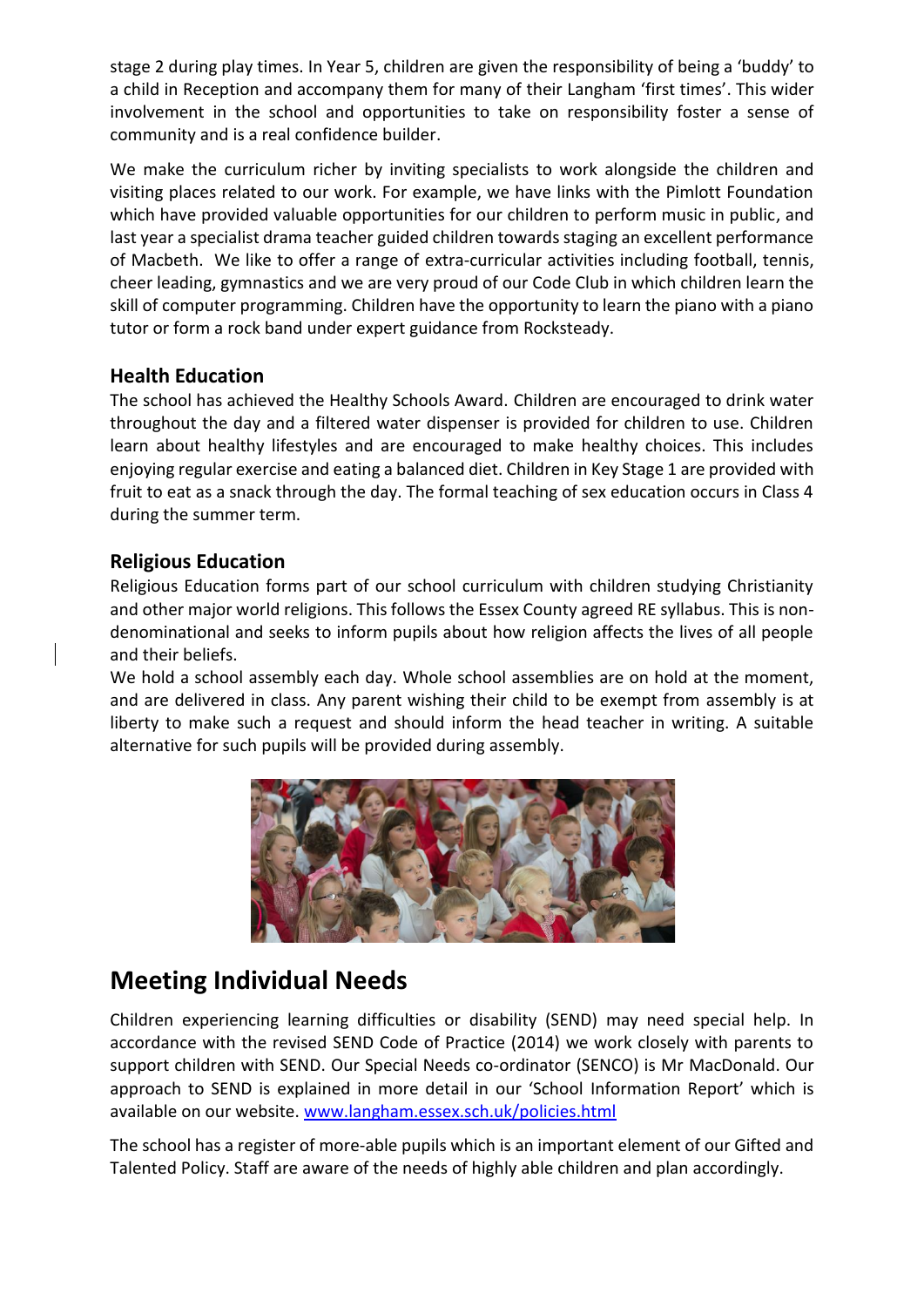stage 2 during play times. In Year 5, children are given the responsibility of being a 'buddy' to a child in Reception and accompany them for many of their Langham 'first times'. This wider involvement in the school and opportunities to take on responsibility foster a sense of community and is a real confidence builder.

We make the curriculum richer by inviting specialists to work alongside the children and visiting places related to our work. For example, we have links with the Pimlott Foundation which have provided valuable opportunities for our children to perform music in public, and last year a specialist drama teacher guided children towards staging an excellent performance of Macbeth. We like to offer a range of extra-curricular activities including football, tennis, cheer leading, gymnastics and we are very proud of our Code Club in which children learn the skill of computer programming. Children have the opportunity to learn the piano with a piano tutor or form a rock band under expert guidance from Rocksteady.

### Health Education

The school has achieved the Healthy Schools Award. Children are encouraged to drink water throughout the day and a filtered water dispenser is provided for children to use. Children learn about healthy lifestyles and are encouraged to make healthy choices. This includes enjoying regular exercise and eating a balanced diet. Children in Key Stage 1 are provided with fruit to eat as a snack through the day. The formal teaching of sex education occurs in Class 4 during the summer term.

### Religious Education

Religious Education forms part of our school curriculum with children studying Christianity and other major world religions. This follows the Essex County agreed RE syllabus. This is non-denominational and seeks to inform pupils about how religion affects the lives of all people and their beliefs.

We hold a school assembly each day. Whole school assemblies are on hold at the moment, and are delivered in class. Any parent wishing their child to be exempt from assembly is at liberty to make such a request and should inform the head teacher in writing. A suitable alternative for such pupils will be provided during assembly.

## Meeting Individual Needs

Children experiencing learning difficulties or disability (SEND) may need special help. In accordance with the revised SEND Code of Practice (2014) we work closely with parents to support children with SEND. Our Special Needs co-ordinator (SENCO) is Mr MacDonald. Our approach to SEND is explained in more detail in our 'School Information Report' which is available on our website. www.langham.essex.sch.uk/policies.html

The school has a register of more-able pupils which is an important element of our Gifted and Talented Policy. Staff are aware of the needs of highly able children and plan accordingly.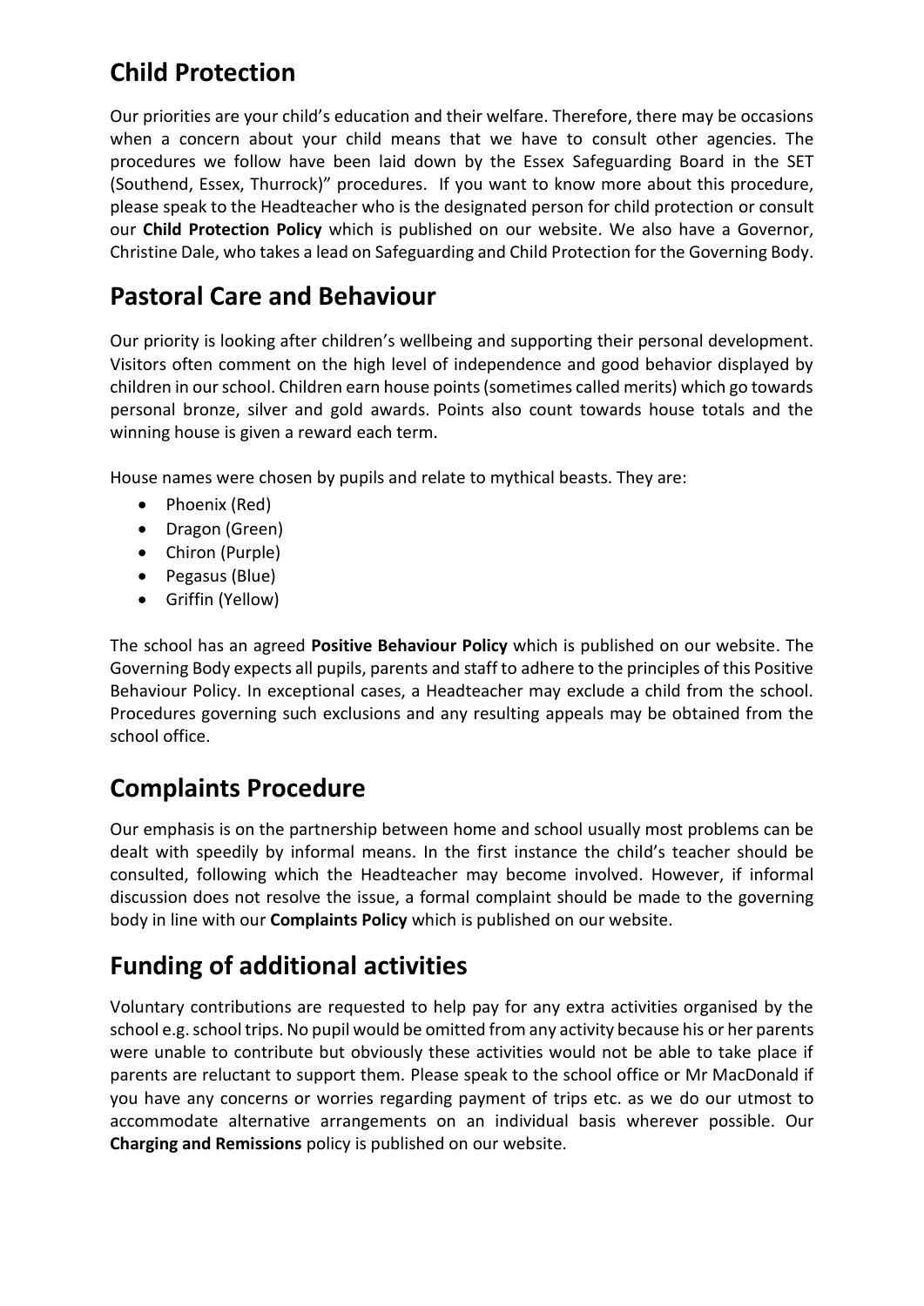## Child Protection

Our priorities are your child's education and their welfare. Therefore, there may be occasions when a concern about your child means that we have to consult other agencies. The procedures we follow have been laid down by the Essex Safeguarding Board in the SET (Southend, Essex, Thurrock)" procedures. If you want to know more about this procedure, please speak to the Headteacher who is the designated person for child protection or consult our **Child Protection Policy** which is published on our website. We also have a Governor, Christine Dale, who takes a lead on Safeguarding and Child Protection for the Governing Body.

## Pastoral Care and Behaviour

Our priority is looking after children's wellbeing and supporting their personal development. Visitors often comment on the high level of independence and good behavior displayed by children in our school. Children earn house points (sometimes called merits) which go towards personal bronze, silver and gold awards. Points also count towards house totals and the winning house is given a reward each term.

House names were chosen by pupils and relate to mythical beasts. They are:

- Phoenix (Red)
- Dragon (Green)
- Chiron (Purple)
- Pegasus (Blue)
- Griffin (Yellow)

The school has an agreed **Positive Behaviour Policy** which is published on our website. The Governing Body expects all pupils, parents and staff to adhere to the principles of this Positive Behaviour Policy. In exceptional cases, a Headteacher may exclude a child from the school. Procedures governing such exclusions and any resulting appeals may be obtained from the school office.

## Complaints Procedure

Our emphasis is on the partnership between home and school usually most problems can be dealt with speedily by informal means. In the first instance the child's teacher should be consulted, following which the Headteacher may become involved. However, if informal discussion does not resolve the issue, a formal complaint should be made to the governing body in line with our **Complaints Policy** which is published on our website.

## Funding of additional activities

Voluntary contributions are requested to help pay for any extra activities organised by the school e.g. school trips. No pupil would be omitted from any activity because his or her parents were unable to contribute but obviously these activities would not be able to take place if parents are reluctant to support them. Please speak to the school office or Mr MacDonald if you have any concerns or worries regarding payment of trips etc. as we do our utmost to accommodate alternative arrangements on an individual basis wherever possible. Our **Charging and Remissions** policy is published on our website.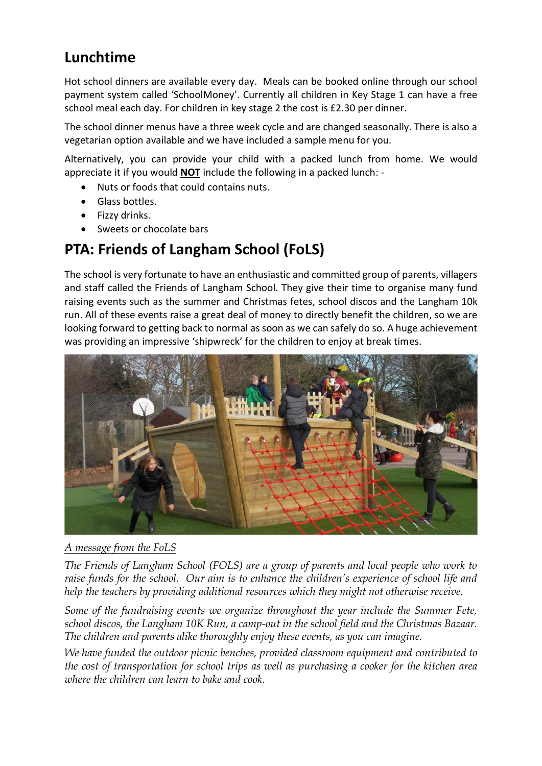## Lunchtime

Hot school dinners are available every day. Meals can be booked online through our school payment system called 'SchoolMoney'. Currently all children in Key Stage 1 can have a free school meal each day. For children in key stage 2 the cost is £2.30 per dinner.

The school dinner menus have a three week cycle and are changed seasonally. There is also a vegetarian option available and we have included a sample menu for you.

Alternatively, you can provide your child with a packed lunch from home. We would appreciate it if you would **NOT** include the following in a packed lunch: -

- Nuts or foods that could contains nuts.
- Glass bottles.
- Fizzy drinks.
- Sweets or chocolate bars

## PTA: Friends of Langham School (FoLS)

The school is very fortunate to have an enthusiastic and committed group of parents, villagers and staff called the Friends of Langham School. They give their time to organise many fund raising events such as the summer and Christmas fetes, school discos and the Langham 10k run. All of these events raise a great deal of money to directly benefit the children, so we are looking forward to getting back to normal as soon as we can safely do so. A huge achievement was providing an impressive 'shipwreck' for the children to enjoy at break times.

*A message from the FoLS*

*The Friends of Langham School (FOLS) are a group of parents and local people who work to raise funds for the school. Our aim is to enhance the children's experience of school life and help the teachers by providing additional resources which they might not otherwise receive.*

*Some of the fundraising events we organize throughout the year include the Summer Fete, school discos, the Langham 10K Run, a camp-out in the school field and the Christmas Bazaar. The children and parents alike thoroughly enjoy these events, as you can imagine.*

*We have funded the outdoor picnic benches, provided classroom equipment and contributed to the cost of transportation for school trips as well as purchasing a cooker for the kitchen area where the children can learn to bake and cook.*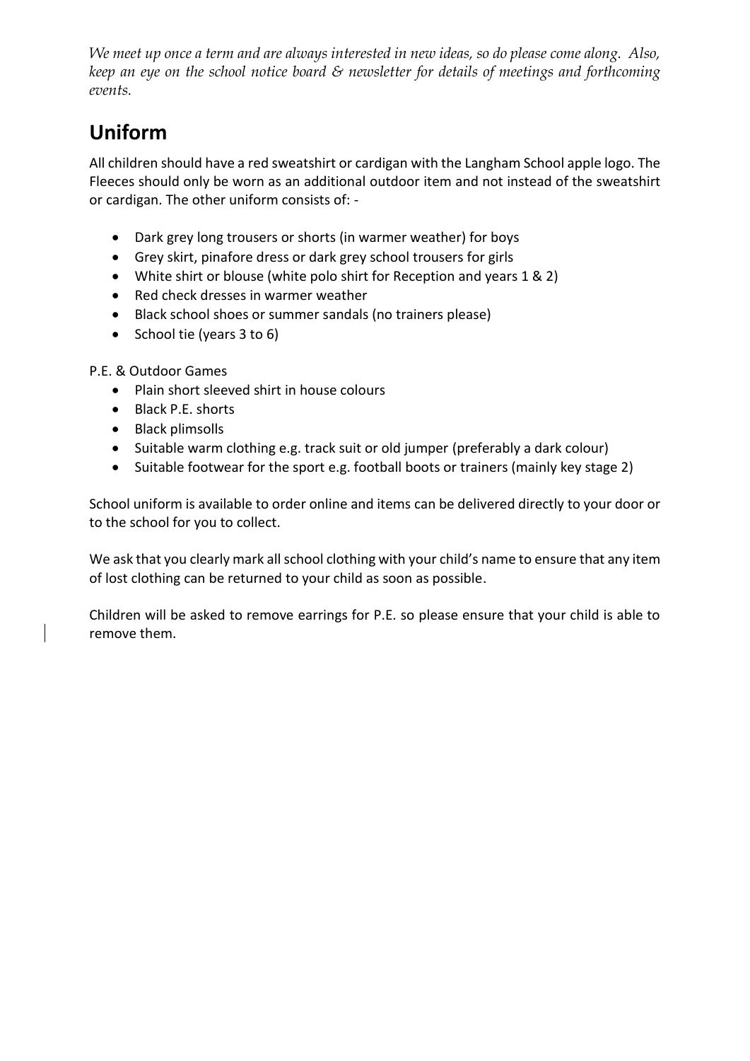*We meet up once a term and are always interested in new ideas, so do please come along. Also, keep an eye on the school notice board & newsletter for details of meetings and forthcoming events.*

## Uniform

All children should have a red sweatshirt or cardigan with the Langham School apple logo. The Fleeces should only be worn as an additional outdoor item and not instead of the sweatshirt or cardigan. The other uniform consists of: -

- Dark grey long trousers or shorts (in warmer weather) for boys
- Grey skirt, pinafore dress or dark grey school trousers for girls
- White shirt or blouse (white polo shirt for Reception and years 1 & 2)
- Red check dresses in warmer weather
- Black school shoes or summer sandals (no trainers please)
- School tie (years 3 to 6)

P.E. & Outdoor Games

- Plain short sleeved shirt in house colours
- Black P.E. shorts
- Black plimsolls
- Suitable warm clothing e.g. track suit or old jumper (preferably a dark colour)
- Suitable footwear for the sport e.g. football boots or trainers (mainly key stage 2)

School uniform is available to order online and items can be delivered directly to your door or to the school for you to collect.

We ask that you clearly mark all school clothing with your child's name to ensure that any item of lost clothing can be returned to your child as soon as possible.

Children will be asked to remove earrings for P.E. so please ensure that your child is able to remove them.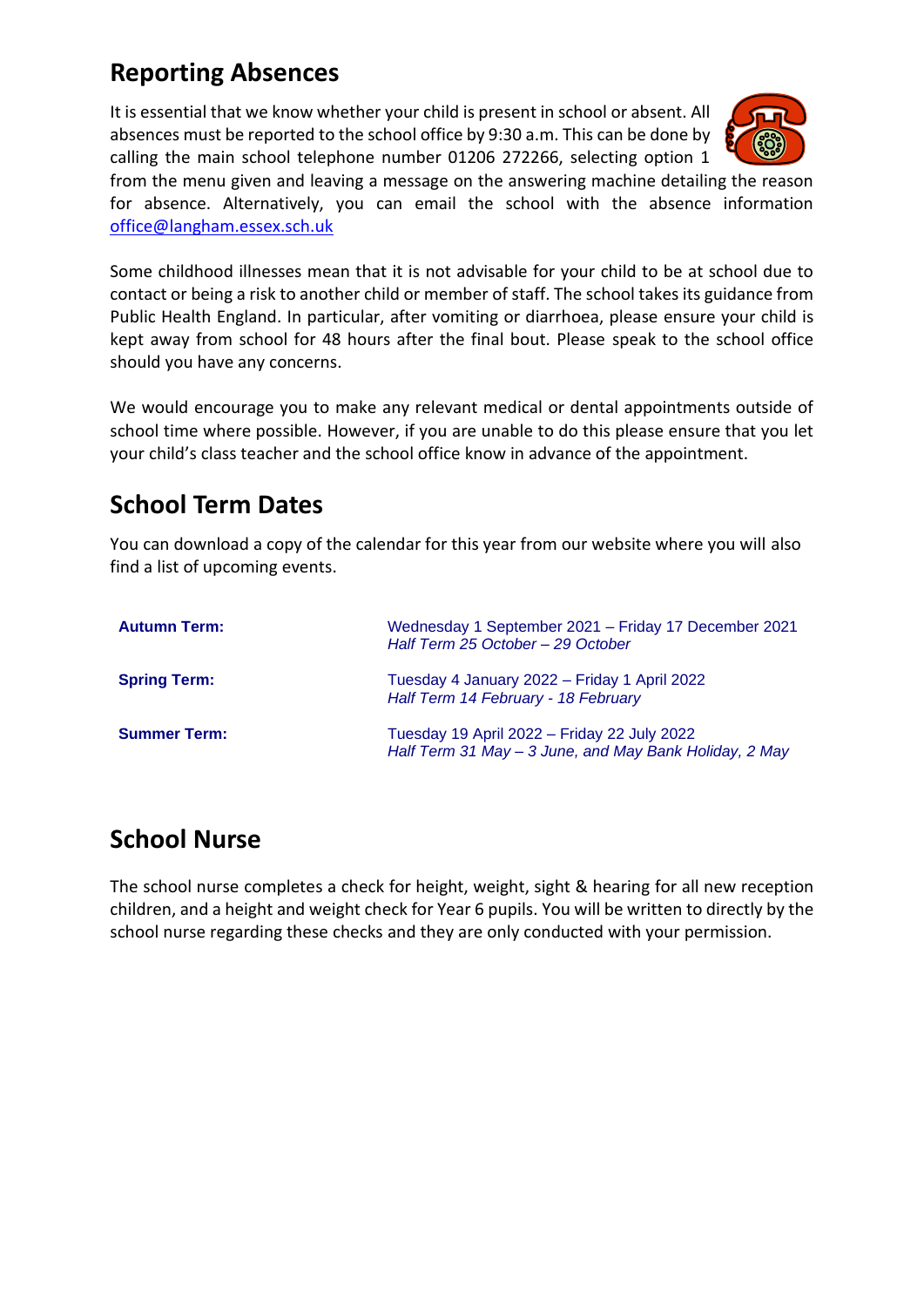## Reporting Absences

It is essential that we know whether your child is present in school or absent. All absences must be reported to the school office by 9:30 a.m. This can be done by calling the main school telephone number 01206 272266, selecting option 1 from the menu given and leaving a message on the answering machine detailing the reason for absence. Alternatively, you can email the school with the absence information office@langham.essex.sch.uk

Some childhood illnesses mean that it is not advisable for your child to be at school due to contact or being a risk to another child or member of staff. The school takes its guidance from Public Health England. In particular, after vomiting or diarrhoea, please ensure your child is kept away from school for 48 hours after the final bout. Please speak to the school office should you have any concerns.

We would encourage you to make any relevant medical or dental appointments outside of school time where possible. However, if you are unable to do this please ensure that you let your child's class teacher and the school office know in advance of the appointment.

## School Term Dates

You can download a copy of the calendar for this year from our website where you will also find a list of upcoming events.

| | |
|---|---|
| **Autumn Term:** | Wednesday 1 September 2021 – Friday 17 December 2021<br>*Half Term 25 October – 29 October* |
| **Spring Term:** | Tuesday 4 January 2022 – Friday 1 April 2022<br>*Half Term 14 February - 18 February* |
| **Summer Term:** | Tuesday 19 April 2022 – Friday 22 July 2022<br>*Half Term 31 May – 3 June, and May Bank Holiday, 2 May* |

## School Nurse

The school nurse completes a check for height, weight, sight & hearing for all new reception children, and a height and weight check for Year 6 pupils. You will be written to directly by the school nurse regarding these checks and they are only conducted with your permission.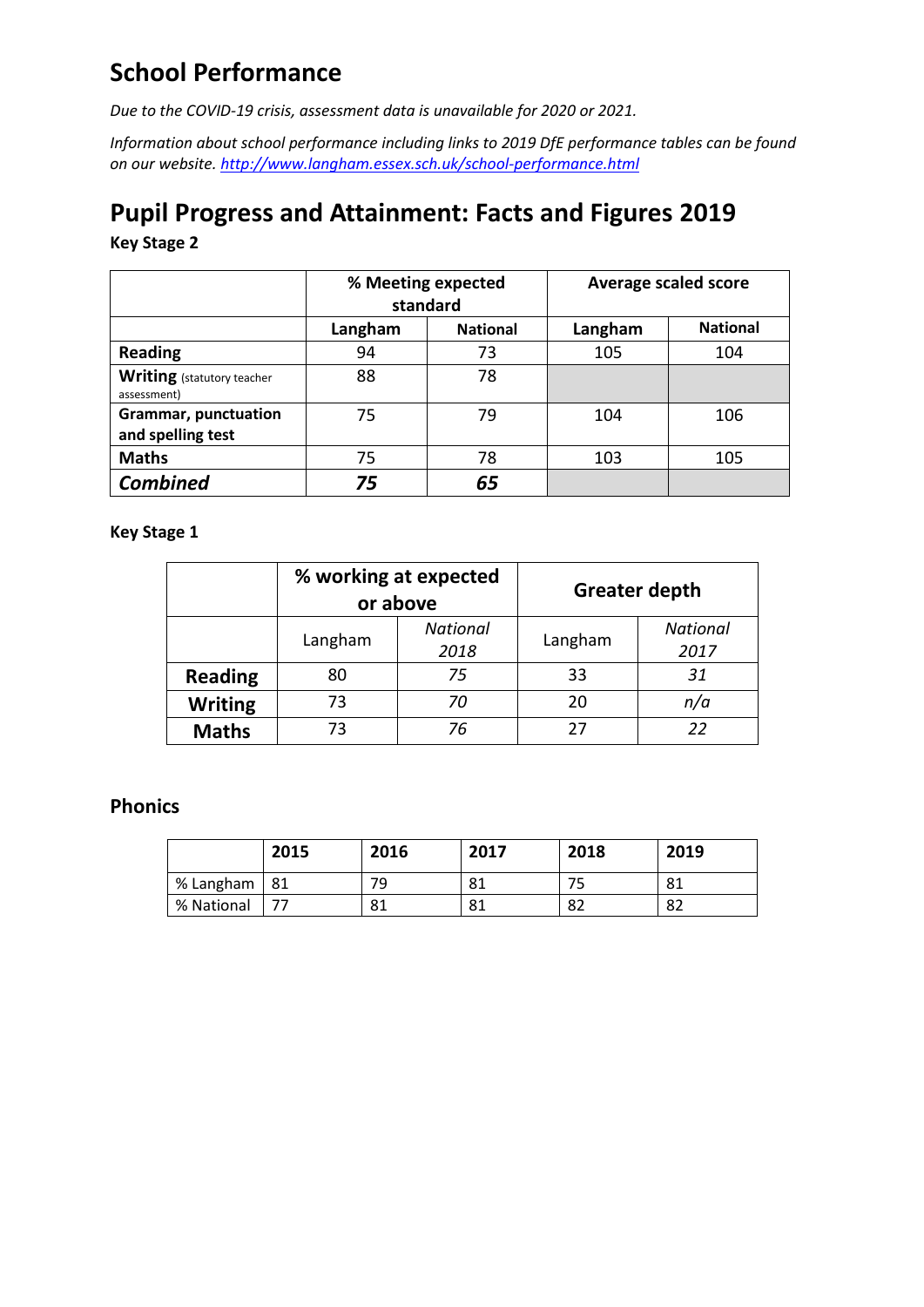# School Performance

*Due to the COVID-19 crisis, assessment data is unavailable for 2020 or 2021.*

*Information about school performance including links to 2019 DfE performance tables can be found on our website. [http://www.langham.essex.sch.uk/school-performance.html](http://www.langham.essex.sch.uk/school-performance.html)*

# Pupil Progress and Attainment: Facts and Figures 2019

**Key Stage 2**

| | % Meeting expected standard | | Average scaled score | |
|---|---|---|---|---|
| | **Langham** | **National** | **Langham** | **National** |
| **Reading** | 94 | 73 | 105 | 104 |
| **Writing** (statutory teacher assessment) | 88 | 78 | | |
| **Grammar, punctuation and spelling test** | 75 | 79 | 104 | 106 |
| **Maths** | 75 | 78 | 103 | 105 |
| ***Combined*** | ***75*** | ***65*** | | |

**Key Stage 1**

| | % working at expected or above | | Greater depth | |
|---|---|---|---|---|
| | Langham | *National 2018* | Langham | *National 2017* |
| **Reading** | 80 | *75* | 33 | *31* |
| **Writing** | 73 | *70* | 20 | *n/a* |
| **Maths** | 73 | *76* | 27 | *22* |

## Phonics

| | 2015 | 2016 | 2017 | 2018 | 2019 |
|---|---|---|---|---|---|
| % Langham | 81 | 79 | 81 | 75 | 81 |
| % National | 77 | 81 | 81 | 82 | 82 |